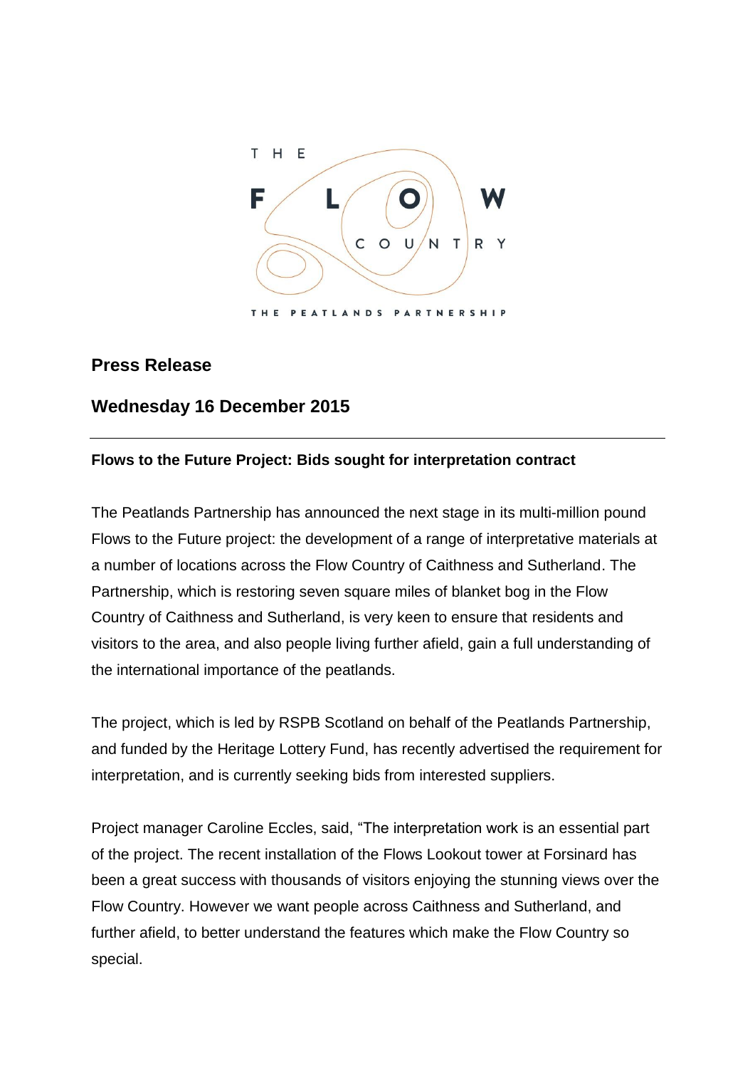THE FLOW COUNTRY

THE PEATLANDS PARTNERSHIP

## Press Release

## Wednesday 16 December 2015

---

**Flows to the Future Project: Bids sought for interpretation contract**

The Peatlands Partnership has announced the next stage in its multi-million pound Flows to the Future project: the development of a range of interpretative materials at a number of locations across the Flow Country of Caithness and Sutherland. The Partnership, which is restoring seven square miles of blanket bog in the Flow Country of Caithness and Sutherland, is very keen to ensure that residents and visitors to the area, and also people living further afield, gain a full understanding of the international importance of the peatlands.

The project, which is led by RSPB Scotland on behalf of the Peatlands Partnership, and funded by the Heritage Lottery Fund, has recently advertised the requirement for interpretation, and is currently seeking bids from interested suppliers.

Project manager Caroline Eccles, said, "The interpretation work is an essential part of the project. The recent installation of the Flows Lookout tower at Forsinard has been a great success with thousands of visitors enjoying the stunning views over the Flow Country. However we want people across Caithness and Sutherland, and further afield, to better understand the features which make the Flow Country so special.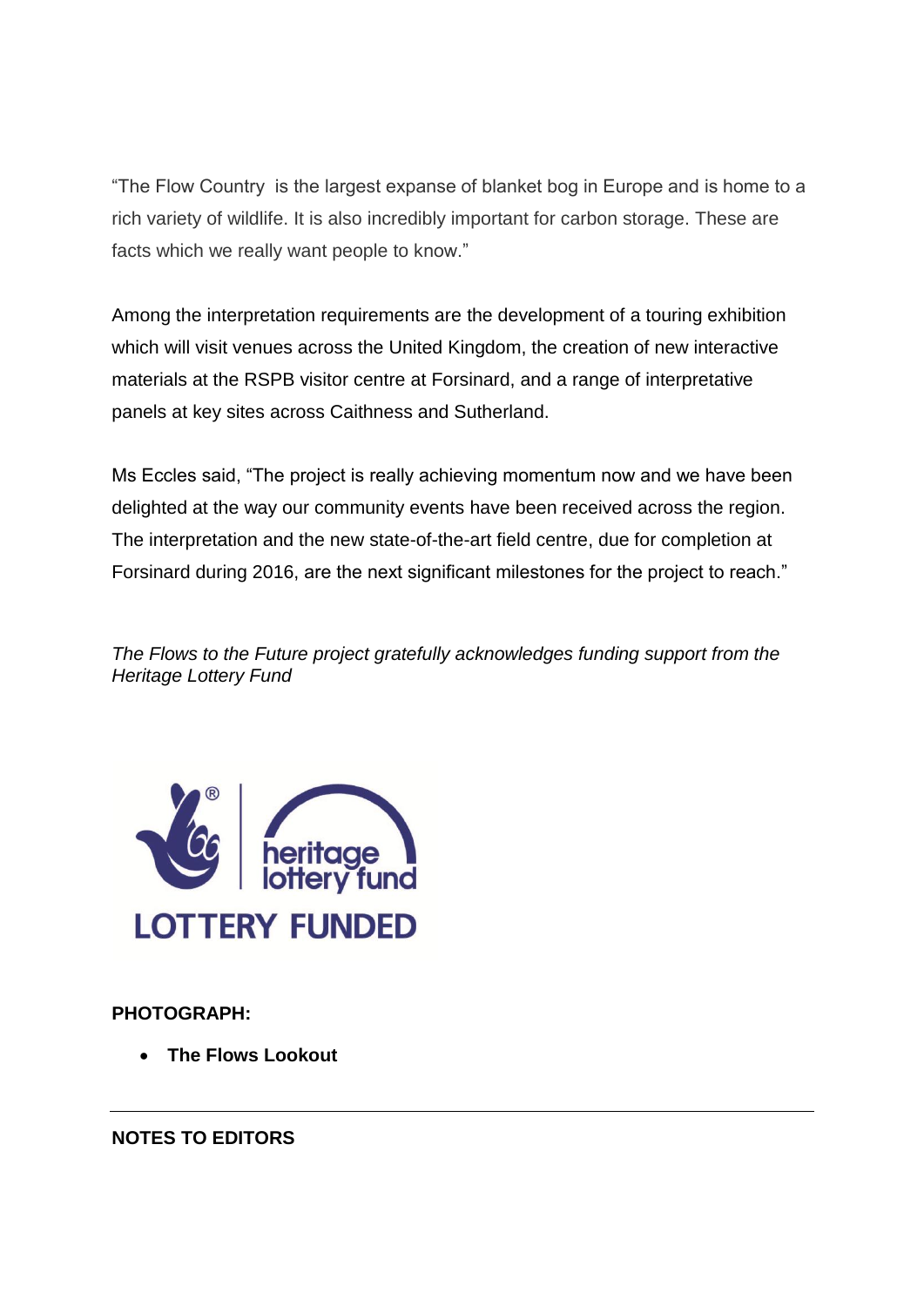"The Flow Country is the largest expanse of blanket bog in Europe and is home to a rich variety of wildlife. It is also incredibly important for carbon storage. These are facts which we really want people to know."

Among the interpretation requirements are the development of a touring exhibition which will visit venues across the United Kingdom, the creation of new interactive materials at the RSPB visitor centre at Forsinard, and a range of interpretative panels at key sites across Caithness and Sutherland.

Ms Eccles said, "The project is really achieving momentum now and we have been delighted at the way our community events have been received across the region. The interpretation and the new state-of-the-art field centre, due for completion at Forsinard during 2016, are the next significant milestones for the project to reach."

*The Flows to the Future project gratefully acknowledges funding support from the Heritage Lottery Fund*

heritage lottery fund

LOTTERY FUNDED

**PHOTOGRAPH:**

- **The Flows Lookout**

---

**NOTES TO EDITORS**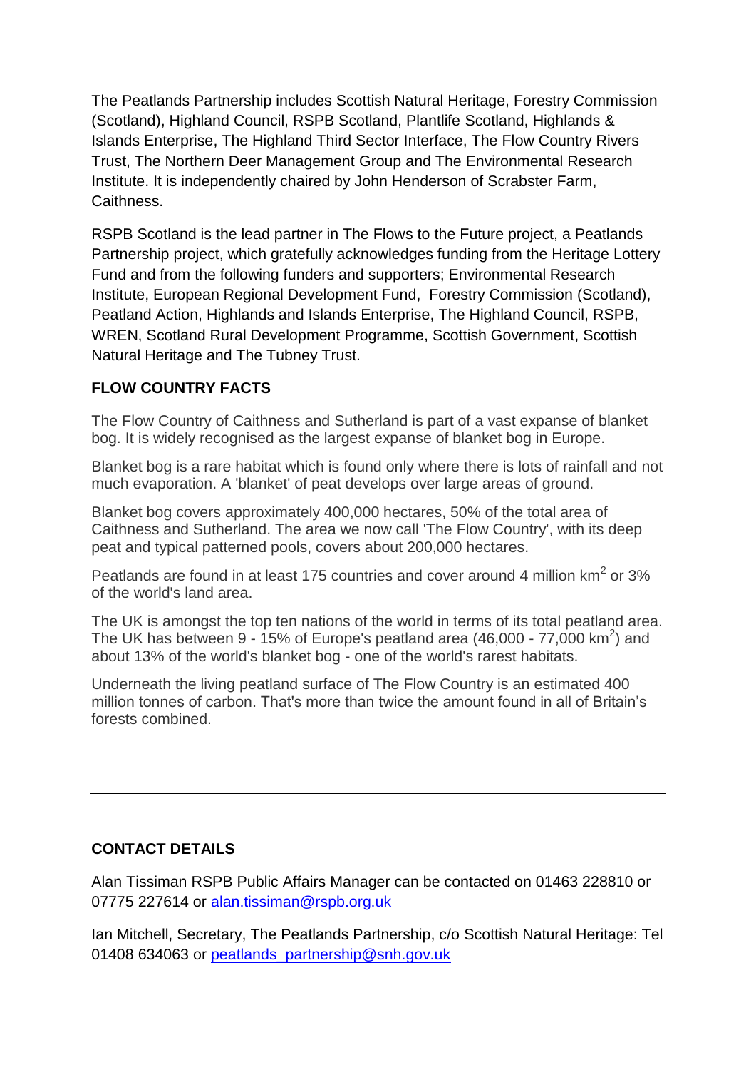The Peatlands Partnership includes Scottish Natural Heritage, Forestry Commission (Scotland), Highland Council, RSPB Scotland, Plantlife Scotland, Highlands & Islands Enterprise, The Highland Third Sector Interface, The Flow Country Rivers Trust, The Northern Deer Management Group and The Environmental Research Institute. It is independently chaired by John Henderson of Scrabster Farm, Caithness.

RSPB Scotland is the lead partner in The Flows to the Future project, a Peatlands Partnership project, which gratefully acknowledges funding from the Heritage Lottery Fund and from the following funders and supporters; Environmental Research Institute, European Regional Development Fund, Forestry Commission (Scotland), Peatland Action, Highlands and Islands Enterprise, The Highland Council, RSPB, WREN, Scotland Rural Development Programme, Scottish Government, Scottish Natural Heritage and The Tubney Trust.

**FLOW COUNTRY FACTS**

The Flow Country of Caithness and Sutherland is part of a vast expanse of blanket bog. It is widely recognised as the largest expanse of blanket bog in Europe.

Blanket bog is a rare habitat which is found only where there is lots of rainfall and not much evaporation. A 'blanket' of peat develops over large areas of ground.

Blanket bog covers approximately 400,000 hectares, 50% of the total area of Caithness and Sutherland. The area we now call 'The Flow Country', with its deep peat and typical patterned pools, covers about 200,000 hectares.

Peatlands are found in at least 175 countries and cover around 4 million $km^2$ or 3% of the world's land area.

The UK is amongst the top ten nations of the world in terms of its total peatland area. The UK has between 9 - 15% of Europe's peatland area (46,000 - 77,000 $km^2$) and about 13% of the world's blanket bog - one of the world's rarest habitats.

Underneath the living peatland surface of The Flow Country is an estimated 400 million tonnes of carbon. That's more than twice the amount found in all of Britain's forests combined.

---

**CONTACT DETAILS**

Alan Tissiman RSPB Public Affairs Manager can be contacted on 01463 228810 or 07775 227614 or alan.tissiman@rspb.org.uk

Ian Mitchell, Secretary, The Peatlands Partnership, c/o Scottish Natural Heritage: Tel 01408 634063 or peatlands_partnership@snh.gov.uk